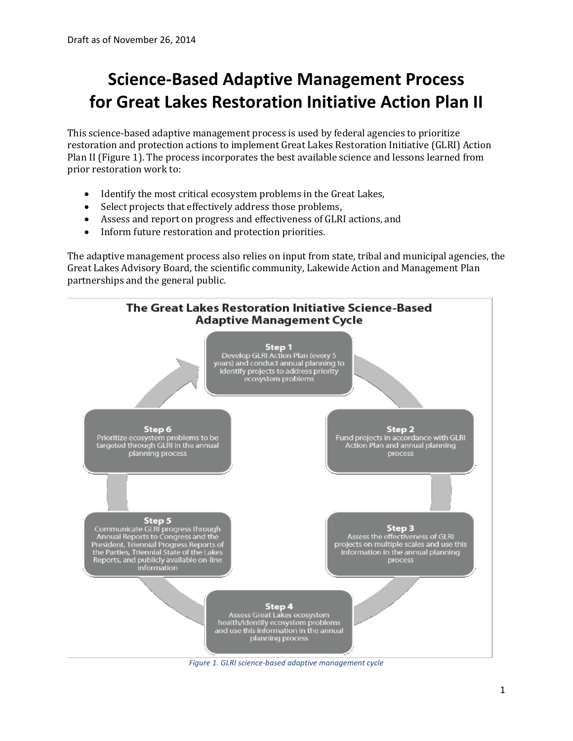Draft as of November 26, 2014

# Science-Based Adaptive Management Process for Great Lakes Restoration Initiative Action Plan II

This science-based adaptive management process is used by federal agencies to prioritize restoration and protection actions to implement Great Lakes Restoration Initiative (GLRI) Action Plan II (Figure 1). The process incorporates the best available science and lessons learned from prior restoration work to:

- Identify the most critical ecosystem problems in the Great Lakes,
- Select projects that effectively address those problems,
- Assess and report on progress and effectiveness of GLRI actions, and
- Inform future restoration and protection priorities.

The adaptive management process also relies on input from state, tribal and municipal agencies, the Great Lakes Advisory Board, the scientific community, Lakewide Action and Management Plan partnerships and the general public.

**The Great Lakes Restoration Initiative Science-Based Adaptive Management Cycle**

**Step 1**
Develop GLRI Action Plan (every 5 years) and conduct annual planning to identify projects to address priority ecosystem problems

**Step 2**
Fund projects in accordance with GLRI Action Plan and annual planning process

**Step 3**
Assess the effectiveness of GLRI projects on multiple scales and use this information in the annual planning process

**Step 4**
Assess Great Lakes ecosystem health/identify ecosystem problems and use this information in the annual planning process

**Step 5**
Communicate GLRI progress through Annual Reports to Congress and the President, Triennial Progress Reports of the Parties, Triennial State of the Lakes Reports, and publicly available on-line information

**Step 6**
Prioritize ecosystem problems to be targeted through GLRI in the annual planning process

*Figure 1. GLRI science-based adaptive management cycle*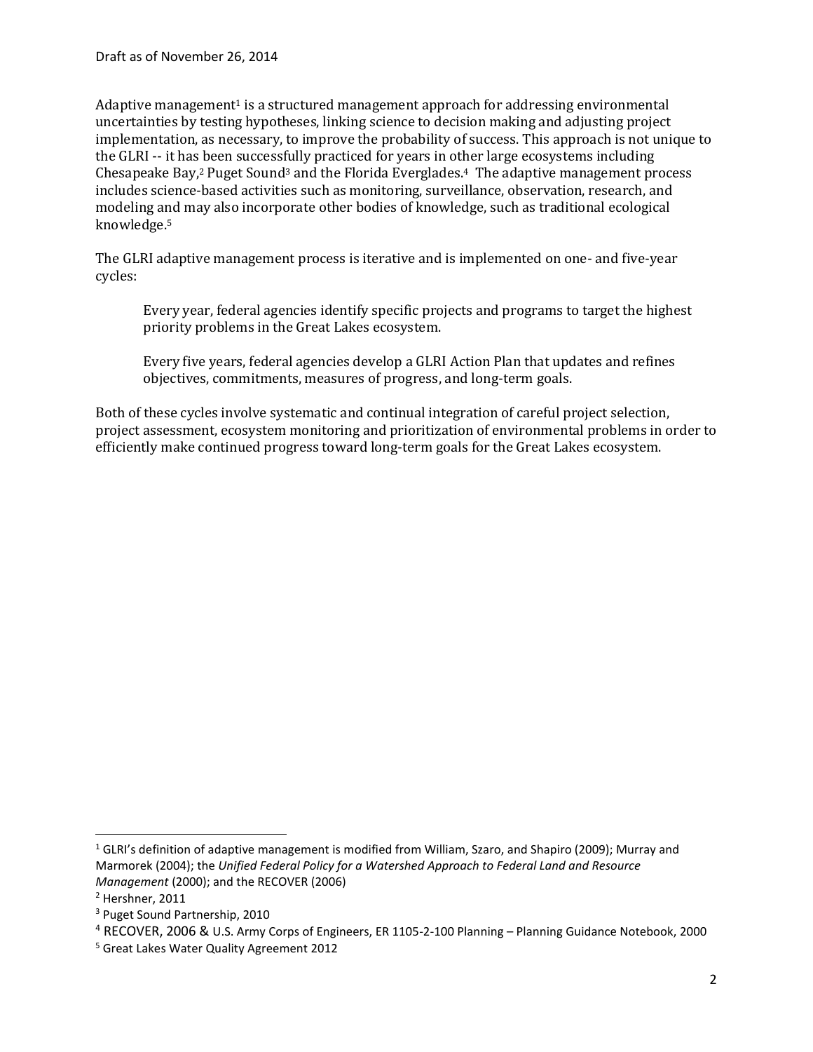Adaptive management[1] is a structured management approach for addressing environmental uncertainties by testing hypotheses, linking science to decision making and adjusting project implementation, as necessary, to improve the probability of success. This approach is not unique to the GLRI -- it has been successfully practiced for years in other large ecosystems including Chesapeake Bay,[2] Puget Sound[3] and the Florida Everglades.[4] The adaptive management process includes science-based activities such as monitoring, surveillance, observation, research, and modeling and may also incorporate other bodies of knowledge, such as traditional ecological knowledge.[5]

The GLRI adaptive management process is iterative and is implemented on one- and five-year cycles:

> Every year, federal agencies identify specific projects and programs to target the highest priority problems in the Great Lakes ecosystem.
>
> Every five years, federal agencies develop a GLRI Action Plan that updates and refines objectives, commitments, measures of progress, and long-term goals.

Both of these cycles involve systematic and continual integration of careful project selection, project assessment, ecosystem monitoring and prioritization of environmental problems in order to efficiently make continued progress toward long-term goals for the Great Lakes ecosystem.

---

[1] GLRI's definition of adaptive management is modified from William, Szaro, and Shapiro (2009); Murray and Marmorek (2004); the *Unified Federal Policy for a Watershed Approach to Federal Land and Resource Management* (2000); and the RECOVER (2006)

[2] Hershner, 2011

[3] Puget Sound Partnership, 2010

[4] RECOVER, 2006 & U.S. Army Corps of Engineers, ER 1105-2-100 Planning – Planning Guidance Notebook, 2000

[5] Great Lakes Water Quality Agreement 2012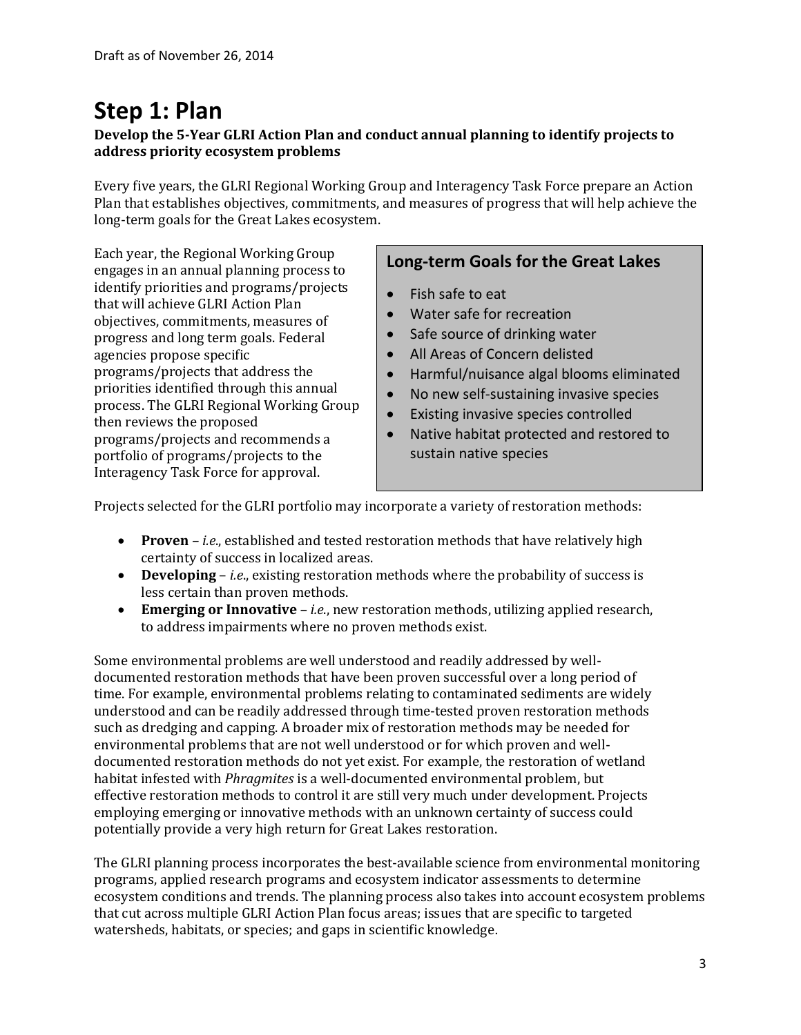# Step 1: Plan

**Develop the 5-Year GLRI Action Plan and conduct annual planning to identify projects to address priority ecosystem problems**

Every five years, the GLRI Regional Working Group and Interagency Task Force prepare an Action Plan that establishes objectives, commitments, and measures of progress that will help achieve the long-term goals for the Great Lakes ecosystem.

Each year, the Regional Working Group engages in an annual planning process to identify priorities and programs/projects that will achieve GLRI Action Plan objectives, commitments, measures of progress and long term goals. Federal agencies propose specific programs/projects that address the priorities identified through this annual process. The GLRI Regional Working Group then reviews the proposed programs/projects and recommends a portfolio of programs/projects to the Interagency Task Force for approval.

## Long-term Goals for the Great Lakes

- Fish safe to eat
- Water safe for recreation
- Safe source of drinking water
- All Areas of Concern delisted
- Harmful/nuisance algal blooms eliminated
- No new self-sustaining invasive species
- Existing invasive species controlled
- Native habitat protected and restored to sustain native species

Projects selected for the GLRI portfolio may incorporate a variety of restoration methods:

- **Proven** – *i.e.*, established and tested restoration methods that have relatively high certainty of success in localized areas.
- **Developing** – *i.e.*, existing restoration methods where the probability of success is less certain than proven methods.
- **Emerging or Innovative** – *i.e.*, new restoration methods, utilizing applied research, to address impairments where no proven methods exist.

Some environmental problems are well understood and readily addressed by well-documented restoration methods that have been proven successful over a long period of time. For example, environmental problems relating to contaminated sediments are widely understood and can be readily addressed through time-tested proven restoration methods such as dredging and capping. A broader mix of restoration methods may be needed for environmental problems that are not well understood or for which proven and well-documented restoration methods do not yet exist. For example, the restoration of wetland habitat infested with *Phragmites* is a well-documented environmental problem, but effective restoration methods to control it are still very much under development. Projects employing emerging or innovative methods with an unknown certainty of success could potentially provide a very high return for Great Lakes restoration.

The GLRI planning process incorporates the best-available science from environmental monitoring programs, applied research programs and ecosystem indicator assessments to determine ecosystem conditions and trends. The planning process also takes into account ecosystem problems that cut across multiple GLRI Action Plan focus areas; issues that are specific to targeted watersheds, habitats, or species; and gaps in scientific knowledge.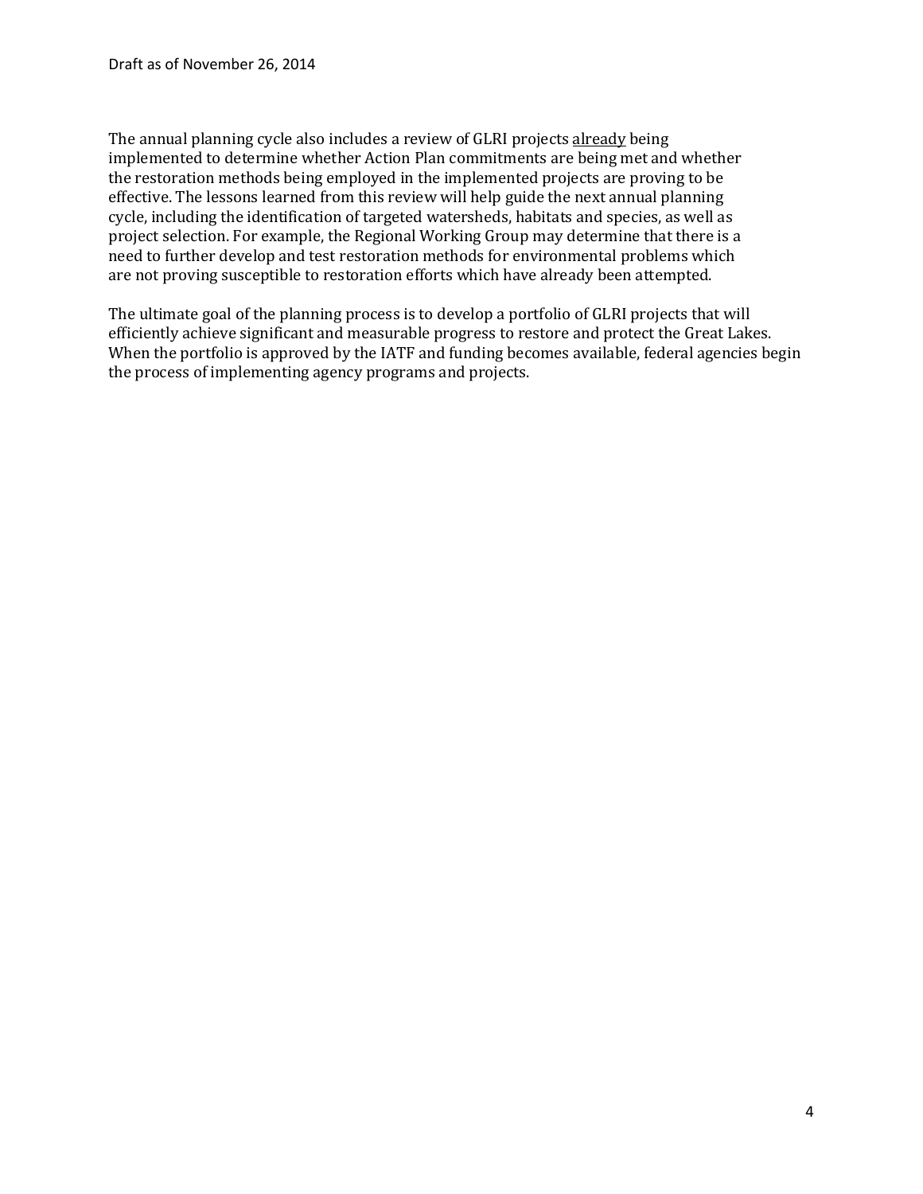The annual planning cycle also includes a review of GLRI projects <u>already</u> being implemented to determine whether Action Plan commitments are being met and whether the restoration methods being employed in the implemented projects are proving to be effective. The lessons learned from this review will help guide the next annual planning cycle, including the identification of targeted watersheds, habitats and species, as well as project selection. For example, the Regional Working Group may determine that there is a need to further develop and test restoration methods for environmental problems which are not proving susceptible to restoration efforts which have already been attempted.

The ultimate goal of the planning process is to develop a portfolio of GLRI projects that will efficiently achieve significant and measurable progress to restore and protect the Great Lakes. When the portfolio is approved by the IATF and funding becomes available, federal agencies begin the process of implementing agency programs and projects.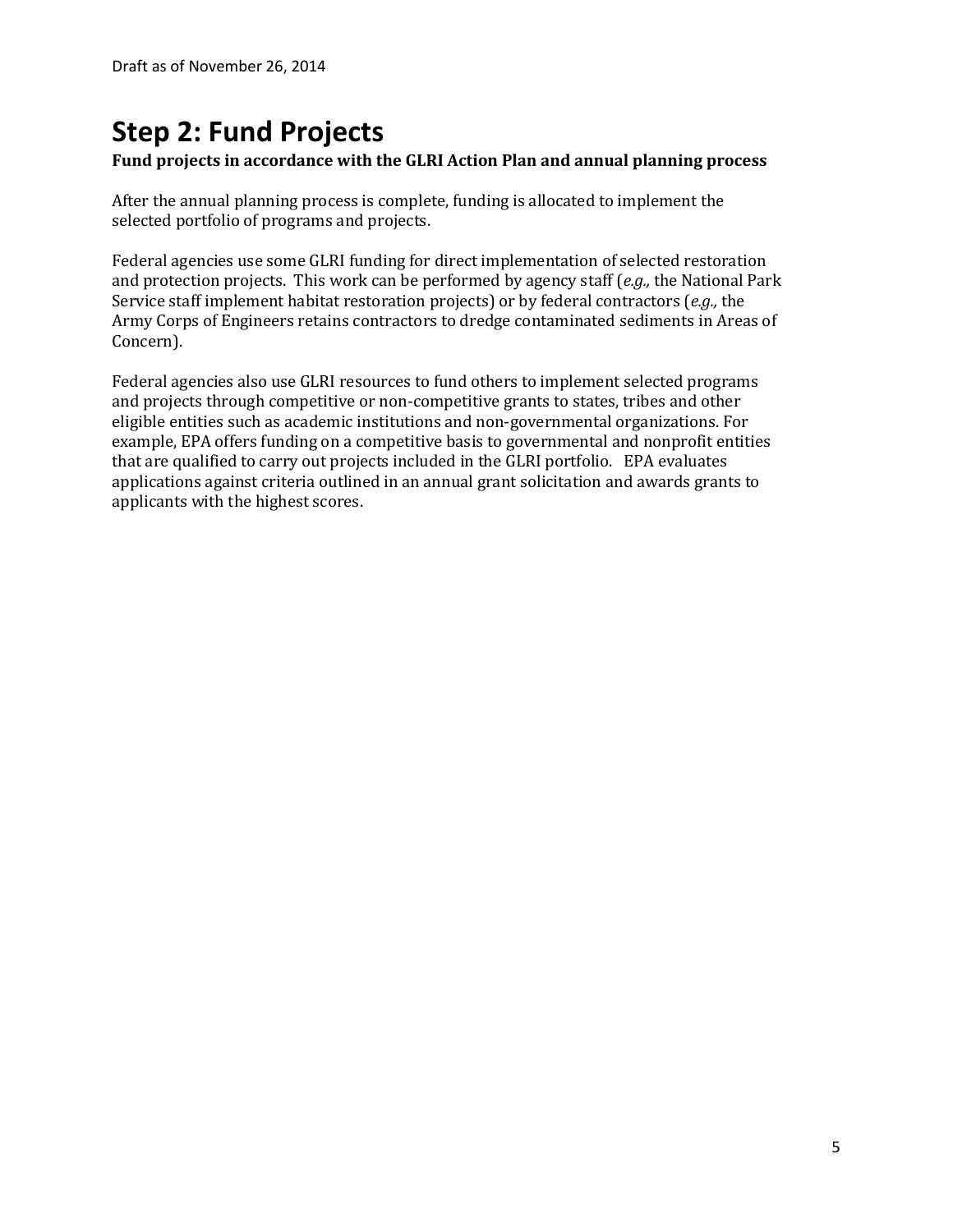# Step 2: Fund Projects

**Fund projects in accordance with the GLRI Action Plan and annual planning process**

After the annual planning process is complete, funding is allocated to implement the selected portfolio of programs and projects.

Federal agencies use some GLRI funding for direct implementation of selected restoration and protection projects. This work can be performed by agency staff (*e.g.,* the National Park Service staff implement habitat restoration projects) or by federal contractors (*e.g.,* the Army Corps of Engineers retains contractors to dredge contaminated sediments in Areas of Concern).

Federal agencies also use GLRI resources to fund others to implement selected programs and projects through competitive or non-competitive grants to states, tribes and other eligible entities such as academic institutions and non-governmental organizations. For example, EPA offers funding on a competitive basis to governmental and nonprofit entities that are qualified to carry out projects included in the GLRI portfolio. EPA evaluates applications against criteria outlined in an annual grant solicitation and awards grants to applicants with the highest scores.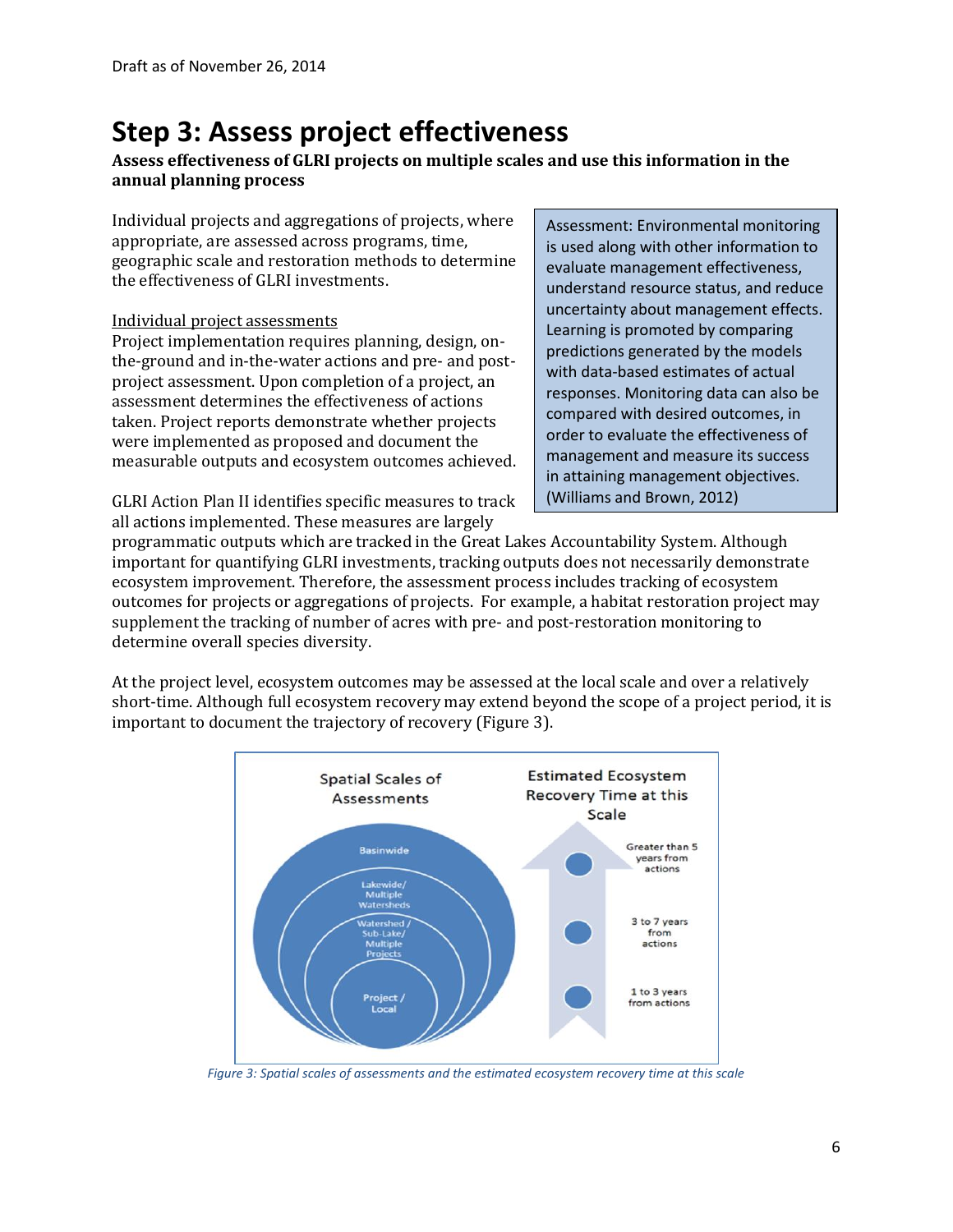# Step 3: Assess project effectiveness

**Assess effectiveness of GLRI projects on multiple scales and use this information in the annual planning process**

> Assessment: Environmental monitoring is used along with other information to evaluate management effectiveness, understand resource status, and reduce uncertainty about management effects. Learning is promoted by comparing predictions generated by the models with data-based estimates of actual responses. Monitoring data can also be compared with desired outcomes, in order to evaluate the effectiveness of management and measure its success in attaining management objectives. (Williams and Brown, 2012)

Individual projects and aggregations of projects, where appropriate, are assessed across programs, time, geographic scale and restoration methods to determine the effectiveness of GLRI investments.

Individual project assessments

Project implementation requires planning, design, on-the-ground and in-the-water actions and pre- and post-project assessment. Upon completion of a project, an assessment determines the effectiveness of actions taken. Project reports demonstrate whether projects were implemented as proposed and document the measurable outputs and ecosystem outcomes achieved.

GLRI Action Plan II identifies specific measures to track all actions implemented. These measures are largely programmatic outputs which are tracked in the Great Lakes Accountability System. Although important for quantifying GLRI investments, tracking outputs does not necessarily demonstrate ecosystem improvement. Therefore, the assessment process includes tracking of ecosystem outcomes for projects or aggregations of projects. For example, a habitat restoration project may supplement the tracking of number of acres with pre- and post-restoration monitoring to determine overall species diversity.

At the project level, ecosystem outcomes may be assessed at the local scale and over a relatively short-time. Although full ecosystem recovery may extend beyond the scope of a project period, it is important to document the trajectory of recovery (Figure 3).

| Spatial Scales of Assessments | Estimated Ecosystem Recovery Time at this Scale |
|---|---|
| Basinwide / Lakewide/ Multiple Watersheds | Greater than 5 years from actions |
| Watershed / Sub-Lake/ Multiple Projects | 3 to 7 years from actions |
| Project / Local | 1 to 3 years from actions |

*Figure 3: Spatial scales of assessments and the estimated ecosystem recovery time at this scale*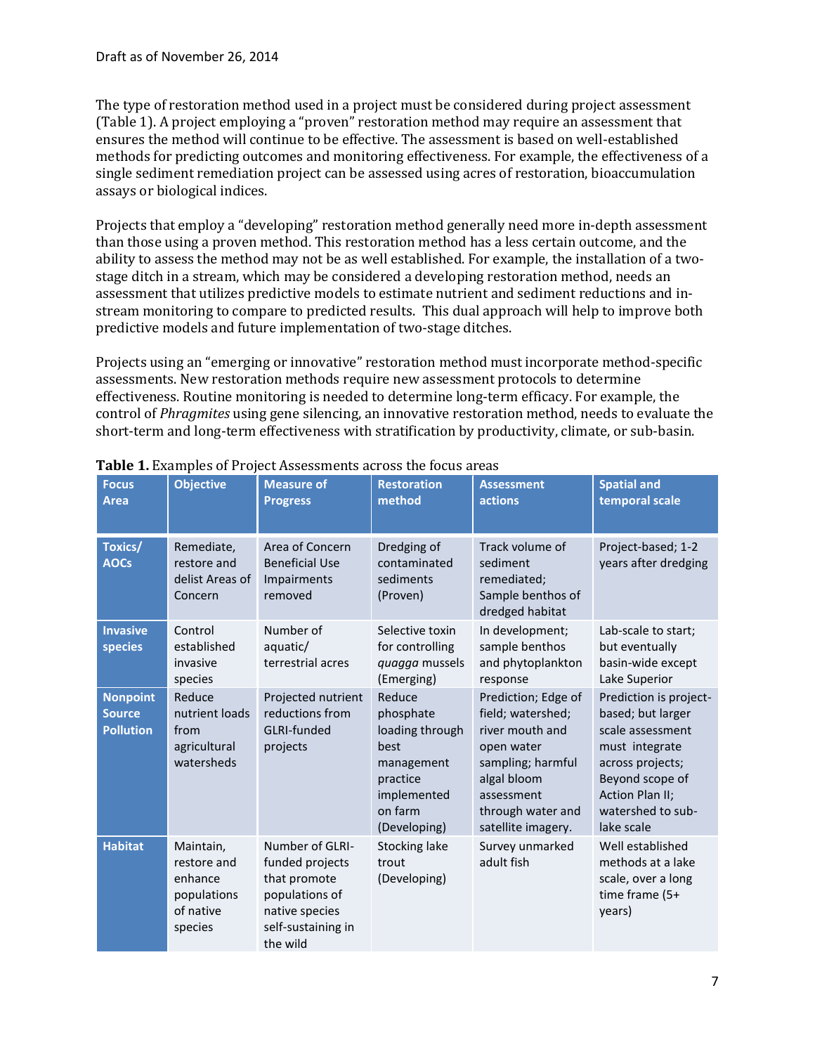The type of restoration method used in a project must be considered during project assessment (Table 1). A project employing a "proven" restoration method may require an assessment that ensures the method will continue to be effective. The assessment is based on well-established methods for predicting outcomes and monitoring effectiveness. For example, the effectiveness of a single sediment remediation project can be assessed using acres of restoration, bioaccumulation assays or biological indices.

Projects that employ a "developing" restoration method generally need more in-depth assessment than those using a proven method. This restoration method has a less certain outcome, and the ability to assess the method may not be as well established. For example, the installation of a two-stage ditch in a stream, which may be considered a developing restoration method, needs an assessment that utilizes predictive models to estimate nutrient and sediment reductions and in-stream monitoring to compare to predicted results. This dual approach will help to improve both predictive models and future implementation of two-stage ditches.

Projects using an "emerging or innovative" restoration method must incorporate method-specific assessments. New restoration methods require new assessment protocols to determine effectiveness. Routine monitoring is needed to determine long-term efficacy. For example, the control of *Phragmites* using gene silencing, an innovative restoration method, needs to evaluate the short-term and long-term effectiveness with stratification by productivity, climate, or sub-basin.

**Table 1.** Examples of Project Assessments across the focus areas

| Focus Area | Objective | Measure of Progress | Restoration method | Assessment actions | Spatial and temporal scale |
|---|---|---|---|---|---|
| **Toxics/ AOCs** | Remediate, restore and delist Areas of Concern | Area of Concern Beneficial Use Impairments removed | Dredging of contaminated sediments (Proven) | Track volume of sediment remediated; Sample benthos of dredged habitat | Project-based; 1-2 years after dredging |
| **Invasive species** | Control established invasive species | Number of aquatic/ terrestrial acres | Selective toxin for controlling *quagga* mussels (Emerging) | In development; sample benthos and phytoplankton response | Lab-scale to start; but eventually basin-wide except Lake Superior |
| **Nonpoint Source Pollution** | Reduce nutrient loads from agricultural watersheds | Projected nutrient reductions from GLRI-funded projects | Reduce phosphate loading through best management practice implemented on farm (Developing) | Prediction; Edge of field; watershed; river mouth and open water sampling; harmful algal bloom assessment through water and satellite imagery. | Prediction is project-based; but larger scale assessment must integrate across projects; Beyond scope of Action Plan II; watershed to sub-lake scale |
| **Habitat** | Maintain, restore and enhance populations of native species | Number of GLRI-funded projects that promote populations of native species self-sustaining in the wild | Stocking lake trout (Developing) | Survey unmarked adult fish | Well established methods at a lake scale, over a long time frame (5+ years) |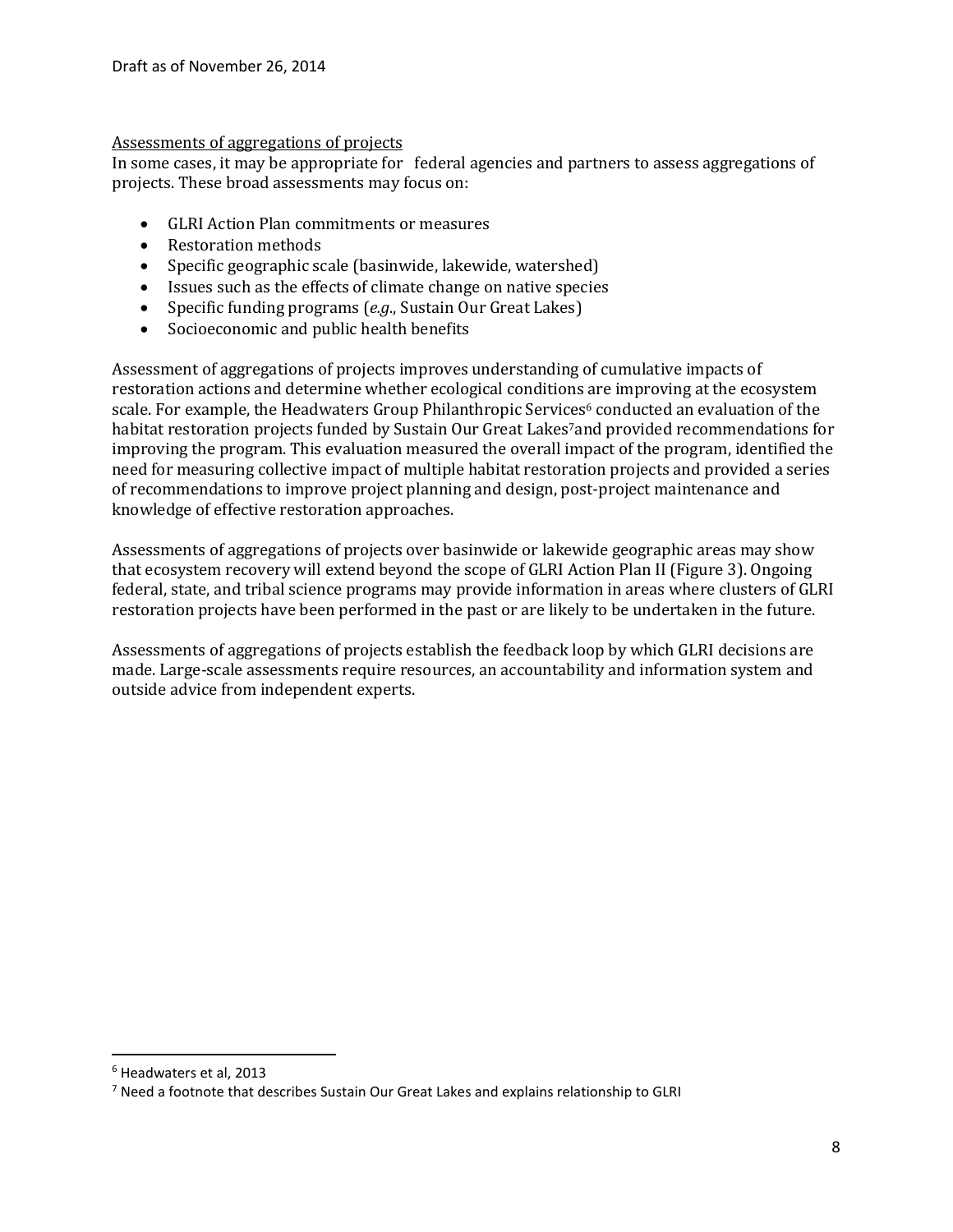Assessments of aggregations of projects

In some cases, it may be appropriate for federal agencies and partners to assess aggregations of projects. These broad assessments may focus on:

- GLRI Action Plan commitments or measures
- Restoration methods
- Specific geographic scale (basinwide, lakewide, watershed)
- Issues such as the effects of climate change on native species
- Specific funding programs (*e.g.*, Sustain Our Great Lakes)
- Socioeconomic and public health benefits

Assessment of aggregations of projects improves understanding of cumulative impacts of restoration actions and determine whether ecological conditions are improving at the ecosystem scale. For example, the Headwaters Group Philanthropic Services[6] conducted an evaluation of the habitat restoration projects funded by Sustain Our Great Lakes[7]and provided recommendations for improving the program. This evaluation measured the overall impact of the program, identified the need for measuring collective impact of multiple habitat restoration projects and provided a series of recommendations to improve project planning and design, post-project maintenance and knowledge of effective restoration approaches.

Assessments of aggregations of projects over basinwide or lakewide geographic areas may show that ecosystem recovery will extend beyond the scope of GLRI Action Plan II (Figure 3). Ongoing federal, state, and tribal science programs may provide information in areas where clusters of GLRI restoration projects have been performed in the past or are likely to be undertaken in the future.

Assessments of aggregations of projects establish the feedback loop by which GLRI decisions are made. Large-scale assessments require resources, an accountability and information system and outside advice from independent experts.

---

[6] Headwaters et al, 2013

[7] Need a footnote that describes Sustain Our Great Lakes and explains relationship to GLRI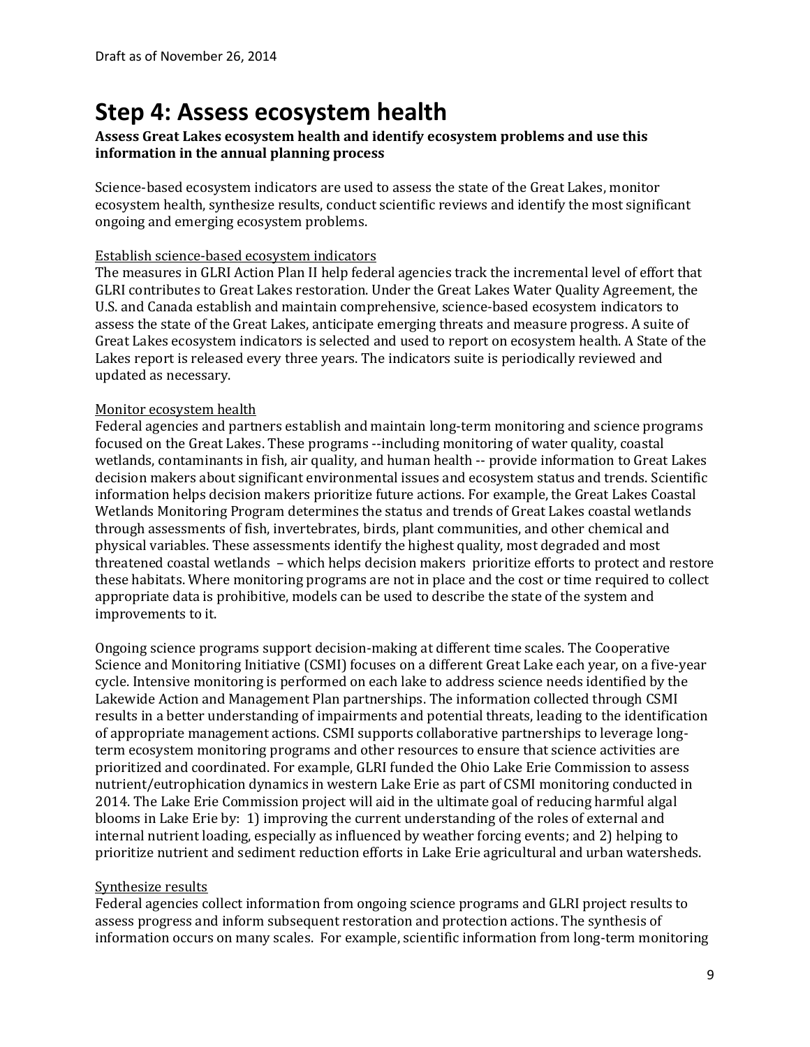# Step 4: Assess ecosystem health

**Assess Great Lakes ecosystem health and identify ecosystem problems and use this information in the annual planning process**

Science-based ecosystem indicators are used to assess the state of the Great Lakes, monitor ecosystem health, synthesize results, conduct scientific reviews and identify the most significant ongoing and emerging ecosystem problems.

<u>Establish science-based ecosystem indicators</u>

The measures in GLRI Action Plan II help federal agencies track the incremental level of effort that GLRI contributes to Great Lakes restoration. Under the Great Lakes Water Quality Agreement, the U.S. and Canada establish and maintain comprehensive, science-based ecosystem indicators to assess the state of the Great Lakes, anticipate emerging threats and measure progress. A suite of Great Lakes ecosystem indicators is selected and used to report on ecosystem health. A State of the Lakes report is released every three years. The indicators suite is periodically reviewed and updated as necessary.

<u>Monitor ecosystem health</u>

Federal agencies and partners establish and maintain long-term monitoring and science programs focused on the Great Lakes. These programs --including monitoring of water quality, coastal wetlands, contaminants in fish, air quality, and human health -- provide information to Great Lakes decision makers about significant environmental issues and ecosystem status and trends. Scientific information helps decision makers prioritize future actions. For example, the Great Lakes Coastal Wetlands Monitoring Program determines the status and trends of Great Lakes coastal wetlands through assessments of fish, invertebrates, birds, plant communities, and other chemical and physical variables. These assessments identify the highest quality, most degraded and most threatened coastal wetlands – which helps decision makers prioritize efforts to protect and restore these habitats. Where monitoring programs are not in place and the cost or time required to collect appropriate data is prohibitive, models can be used to describe the state of the system and improvements to it.

Ongoing science programs support decision-making at different time scales. The Cooperative Science and Monitoring Initiative (CSMI) focuses on a different Great Lake each year, on a five-year cycle. Intensive monitoring is performed on each lake to address science needs identified by the Lakewide Action and Management Plan partnerships. The information collected through CSMI results in a better understanding of impairments and potential threats, leading to the identification of appropriate management actions. CSMI supports collaborative partnerships to leverage long-term ecosystem monitoring programs and other resources to ensure that science activities are prioritized and coordinated. For example, GLRI funded the Ohio Lake Erie Commission to assess nutrient/eutrophication dynamics in western Lake Erie as part of CSMI monitoring conducted in 2014. The Lake Erie Commission project will aid in the ultimate goal of reducing harmful algal blooms in Lake Erie by: 1) improving the current understanding of the roles of external and internal nutrient loading, especially as influenced by weather forcing events; and 2) helping to prioritize nutrient and sediment reduction efforts in Lake Erie agricultural and urban watersheds.

<u>Synthesize results</u>

Federal agencies collect information from ongoing science programs and GLRI project results to assess progress and inform subsequent restoration and protection actions. The synthesis of information occurs on many scales. For example, scientific information from long-term monitoring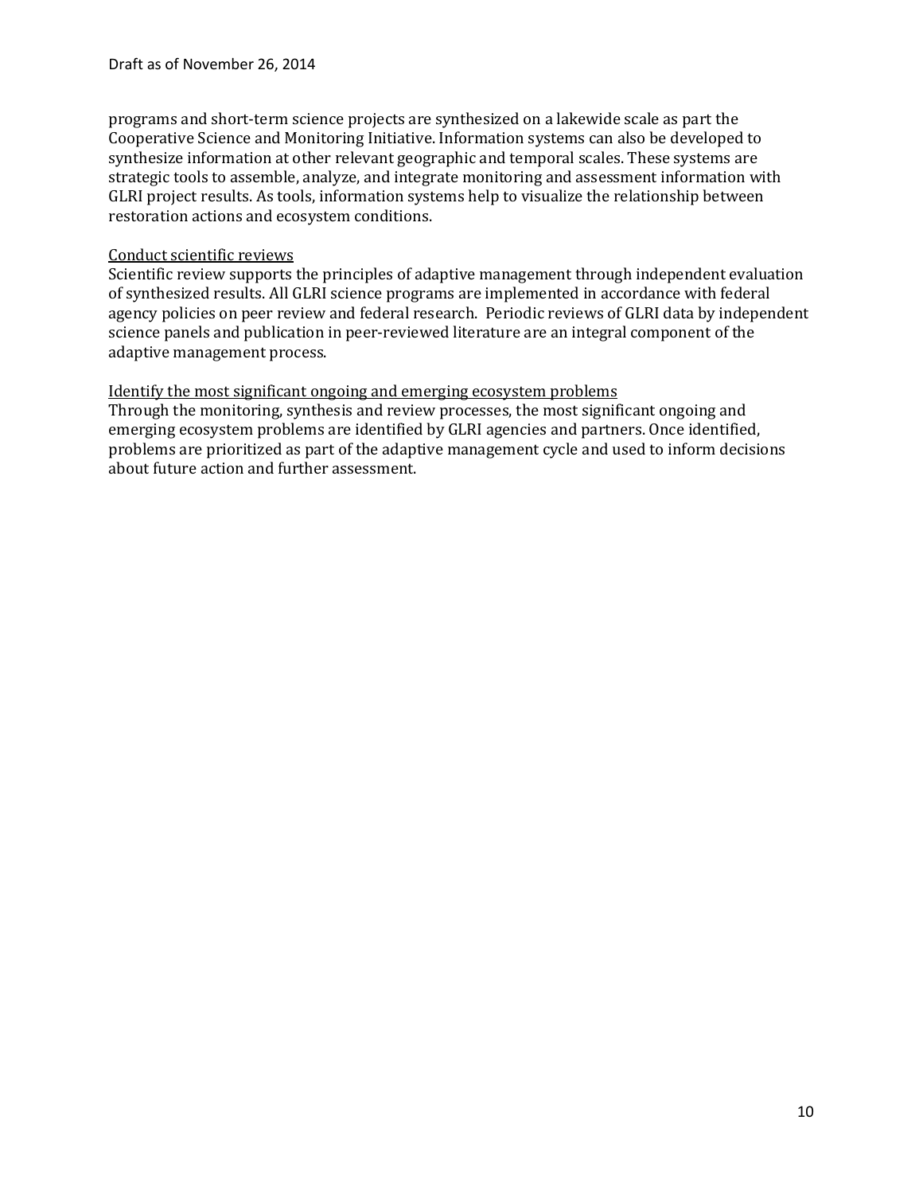programs and short-term science projects are synthesized on a lakewide scale as part the Cooperative Science and Monitoring Initiative. Information systems can also be developed to synthesize information at other relevant geographic and temporal scales. These systems are strategic tools to assemble, analyze, and integrate monitoring and assessment information with GLRI project results. As tools, information systems help to visualize the relationship between restoration actions and ecosystem conditions.

<u>Conduct scientific reviews</u>

Scientific review supports the principles of adaptive management through independent evaluation of synthesized results. All GLRI science programs are implemented in accordance with federal agency policies on peer review and federal research. Periodic reviews of GLRI data by independent science panels and publication in peer-reviewed literature are an integral component of the adaptive management process.

<u>Identify the most significant ongoing and emerging ecosystem problems</u>

Through the monitoring, synthesis and review processes, the most significant ongoing and emerging ecosystem problems are identified by GLRI agencies and partners. Once identified, problems are prioritized as part of the adaptive management cycle and used to inform decisions about future action and further assessment.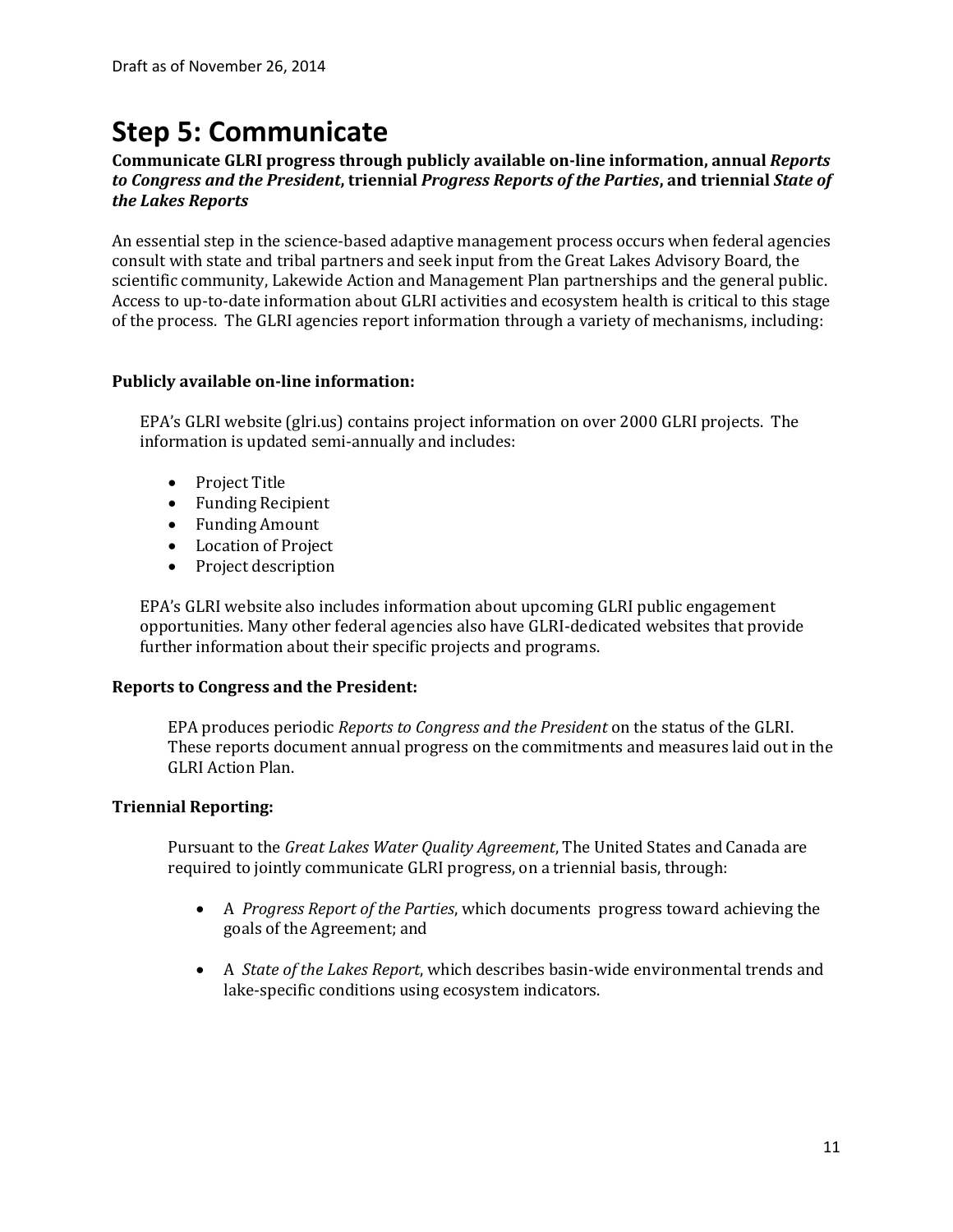# Step 5: Communicate

**Communicate GLRI progress through publicly available on-line information, annual *Reports to Congress and the President*, triennial *Progress Reports of the Parties*, and triennial *State of the Lakes Reports***

An essential step in the science-based adaptive management process occurs when federal agencies consult with state and tribal partners and seek input from the Great Lakes Advisory Board, the scientific community, Lakewide Action and Management Plan partnerships and the general public. Access to up-to-date information about GLRI activities and ecosystem health is critical to this stage of the process. The GLRI agencies report information through a variety of mechanisms, including:

**Publicly available on-line information:**

EPA's GLRI website (glri.us) contains project information on over 2000 GLRI projects. The information is updated semi-annually and includes:

- Project Title
- Funding Recipient
- Funding Amount
- Location of Project
- Project description

EPA's GLRI website also includes information about upcoming GLRI public engagement opportunities. Many other federal agencies also have GLRI-dedicated websites that provide further information about their specific projects and programs.

**Reports to Congress and the President:**

EPA produces periodic *Reports to Congress and the President* on the status of the GLRI. These reports document annual progress on the commitments and measures laid out in the GLRI Action Plan.

**Triennial Reporting:**

Pursuant to the *Great Lakes Water Quality Agreement*, The United States and Canada are required to jointly communicate GLRI progress, on a triennial basis, through:

- A *Progress Report of the Parties*, which documents progress toward achieving the goals of the Agreement; and
- A *State of the Lakes Report*, which describes basin-wide environmental trends and lake-specific conditions using ecosystem indicators.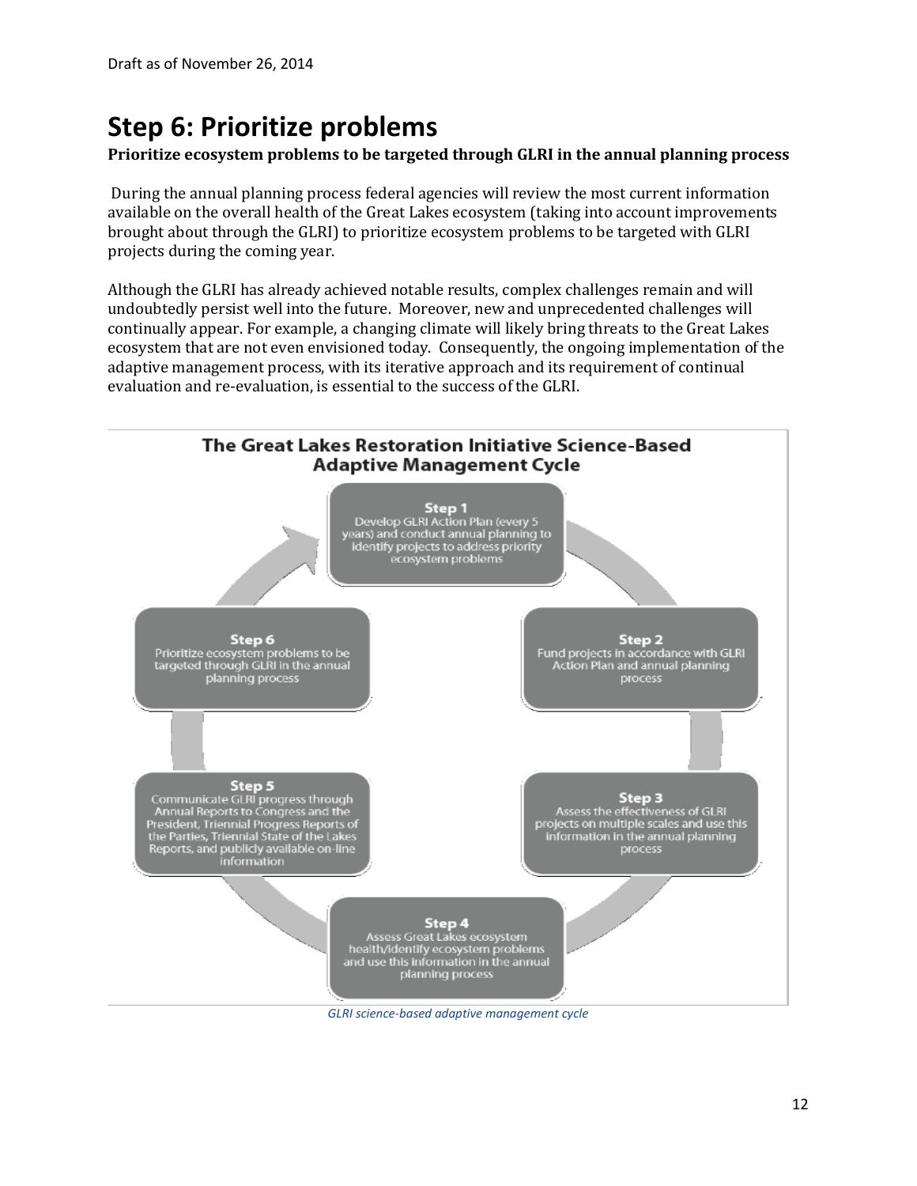# Step 6: Prioritize problems

**Prioritize ecosystem problems to be targeted through GLRI in the annual planning process**

During the annual planning process federal agencies will review the most current information available on the overall health of the Great Lakes ecosystem (taking into account improvements brought about through the GLRI) to prioritize ecosystem problems to be targeted with GLRI projects during the coming year.

Although the GLRI has already achieved notable results, complex challenges remain and will undoubtedly persist well into the future. Moreover, new and unprecedented challenges will continually appear. For example, a changing climate will likely bring threats to the Great Lakes ecosystem that are not even envisioned today. Consequently, the ongoing implementation of the adaptive management process, with its iterative approach and its requirement of continual evaluation and re-evaluation, is essential to the success of the GLRI.

**The Great Lakes Restoration Initiative Science-Based Adaptive Management Cycle**

- **Step 1** Develop GLRI Action Plan (every 5 years) and conduct annual planning to identify projects to address priority ecosystem problems
- **Step 2** Fund projects in accordance with GLRI Action Plan and annual planning process
- **Step 3** Assess the effectiveness of GLRI projects on multiple scales and use this information in the annual planning process
- **Step 4** Assess Great Lakes ecosystem health/identify ecosystem problems and use this information in the annual planning process
- **Step 5** Communicate GLRI progress through Annual Reports to Congress and the President, Triennial Progress Reports of the Parties, Triennial State of the Lakes Reports, and publicly available on-line information
- **Step 6** Prioritize ecosystem problems to be targeted through GLRI in the annual planning process

*GLRI science-based adaptive management cycle*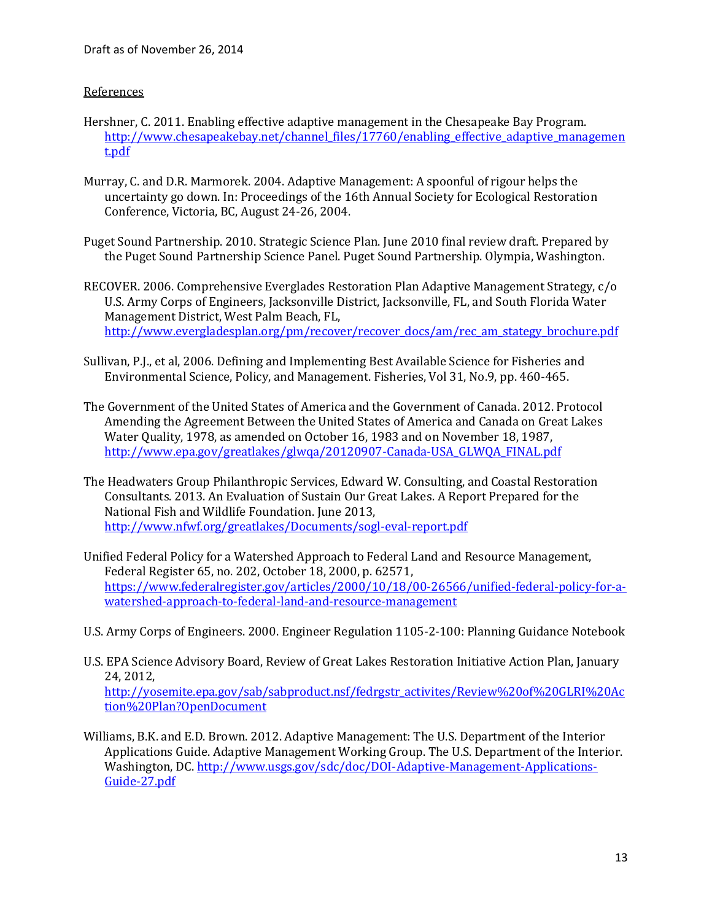References

Hershner, C. 2011. Enabling effective adaptive management in the Chesapeake Bay Program. http://www.chesapeakebay.net/channel_files/17760/enabling_effective_adaptive_management.pdf

Murray, C. and D.R. Marmorek. 2004. Adaptive Management: A spoonful of rigour helps the uncertainty go down. In: Proceedings of the 16th Annual Society for Ecological Restoration Conference, Victoria, BC, August 24-26, 2004.

Puget Sound Partnership. 2010. Strategic Science Plan. June 2010 final review draft. Prepared by the Puget Sound Partnership Science Panel. Puget Sound Partnership. Olympia, Washington.

RECOVER. 2006. Comprehensive Everglades Restoration Plan Adaptive Management Strategy, c/o U.S. Army Corps of Engineers, Jacksonville District, Jacksonville, FL, and South Florida Water Management District, West Palm Beach, FL, http://www.evergladesplan.org/pm/recover/recover_docs/am/rec_am_stategy_brochure.pdf

Sullivan, P.J., et al, 2006. Defining and Implementing Best Available Science for Fisheries and Environmental Science, Policy, and Management. Fisheries, Vol 31, No.9, pp. 460-465.

The Government of the United States of America and the Government of Canada. 2012. Protocol Amending the Agreement Between the United States of America and Canada on Great Lakes Water Quality, 1978, as amended on October 16, 1983 and on November 18, 1987, http://www.epa.gov/greatlakes/glwqa/20120907-Canada-USA_GLWQA_FINAL.pdf

The Headwaters Group Philanthropic Services, Edward W. Consulting, and Coastal Restoration Consultants. 2013. An Evaluation of Sustain Our Great Lakes. A Report Prepared for the National Fish and Wildlife Foundation. June 2013, http://www.nfwf.org/greatlakes/Documents/sogl-eval-report.pdf

Unified Federal Policy for a Watershed Approach to Federal Land and Resource Management, Federal Register 65, no. 202, October 18, 2000, p. 62571, https://www.federalregister.gov/articles/2000/10/18/00-26566/unified-federal-policy-for-a-watershed-approach-to-federal-land-and-resource-management

U.S. Army Corps of Engineers. 2000. Engineer Regulation 1105-2-100: Planning Guidance Notebook

U.S. EPA Science Advisory Board, Review of Great Lakes Restoration Initiative Action Plan, January 24, 2012, http://yosemite.epa.gov/sab/sabproduct.nsf/fedrgstr_activites/Review%20of%20GLRI%20Action%20Plan?OpenDocument

Williams, B.K. and E.D. Brown. 2012. Adaptive Management: The U.S. Department of the Interior Applications Guide. Adaptive Management Working Group. The U.S. Department of the Interior. Washington, DC. http://www.usgs.gov/sdc/doc/DOI-Adaptive-Management-Applications-Guide-27.pdf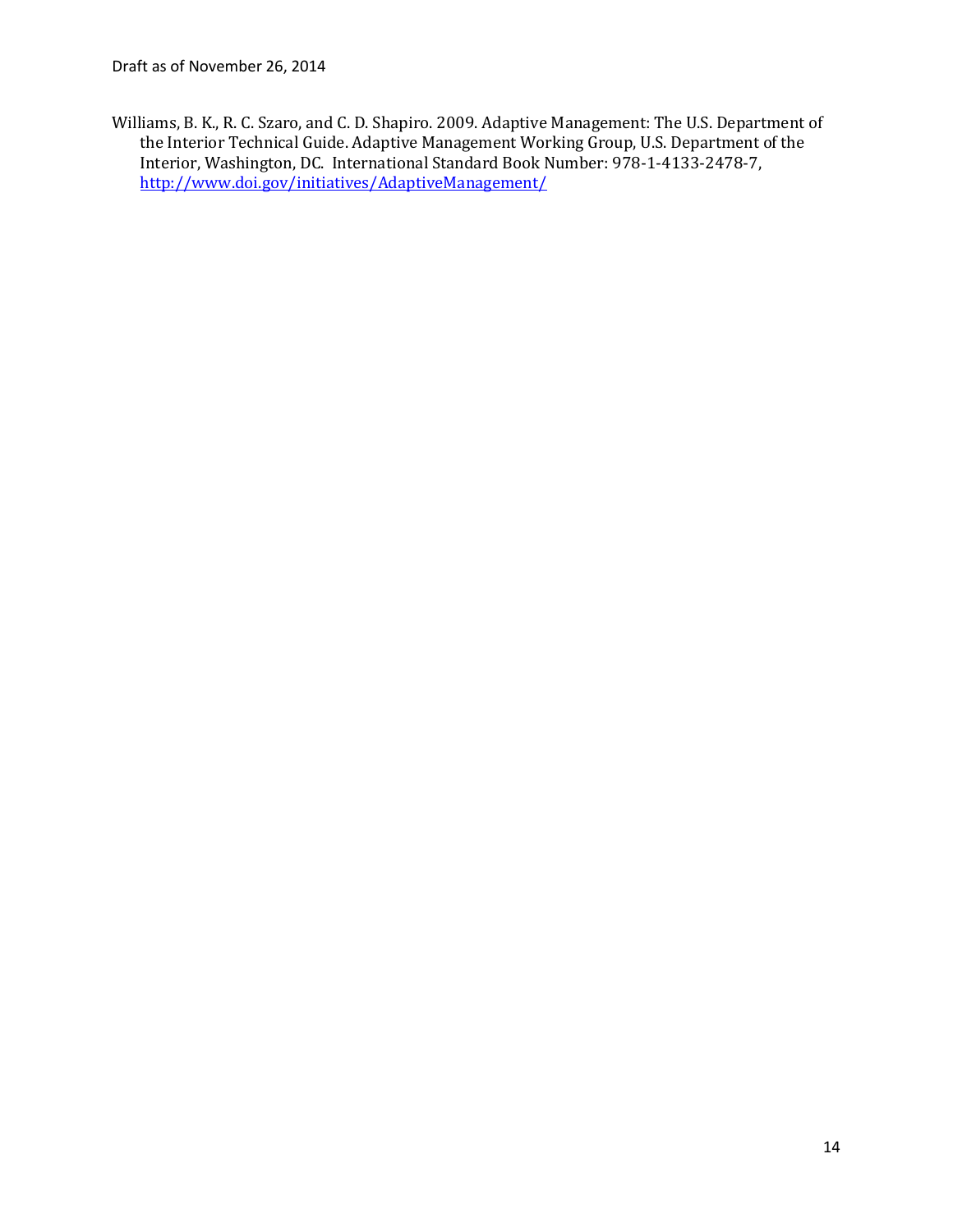Williams, B. K., R. C. Szaro, and C. D. Shapiro. 2009. Adaptive Management: The U.S. Department of the Interior Technical Guide. Adaptive Management Working Group, U.S. Department of the Interior, Washington, DC. International Standard Book Number: 978-1-4133-2478-7, http://www.doi.gov/initiatives/AdaptiveManagement/